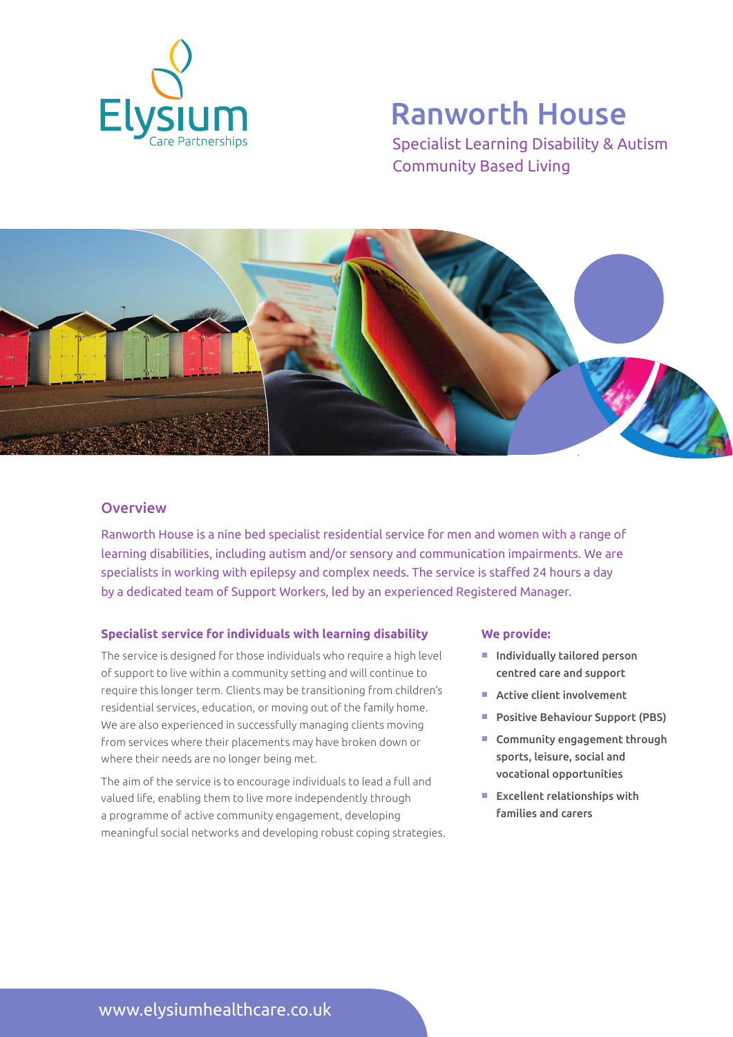Elysium
Care Partnerships

# Ranworth House

Specialist Learning Disability & Autism
Community Based Living

## Overview

Ranworth House is a nine bed specialist residential service for men and women with a range of learning disabilities, including autism and/or sensory and communication impairments. We are specialists in working with epilepsy and complex needs. The service is staffed 24 hours a day by a dedicated team of Support Workers, led by an experienced Registered Manager.

### Specialist service for individuals with learning disability

The service is designed for those individuals who require a high level of support to live within a community setting and will continue to require this longer term. Clients may be transitioning from children's residential services, education, or moving out of the family home. We are also experienced in successfully managing clients moving from services where their placements may have broken down or where their needs are no longer being met.

The aim of the service is to encourage individuals to lead a full and valued life, enabling them to live more independently through a programme of active community engagement, developing meaningful social networks and developing robust coping strategies.

### We provide:

- Individually tailored person centred care and support
- Active client involvement
- Positive Behaviour Support (PBS)
- Community engagement through sports, leisure, social and vocational opportunities
- Excellent relationships with families and carers

www.elysiumhealthcare.co.uk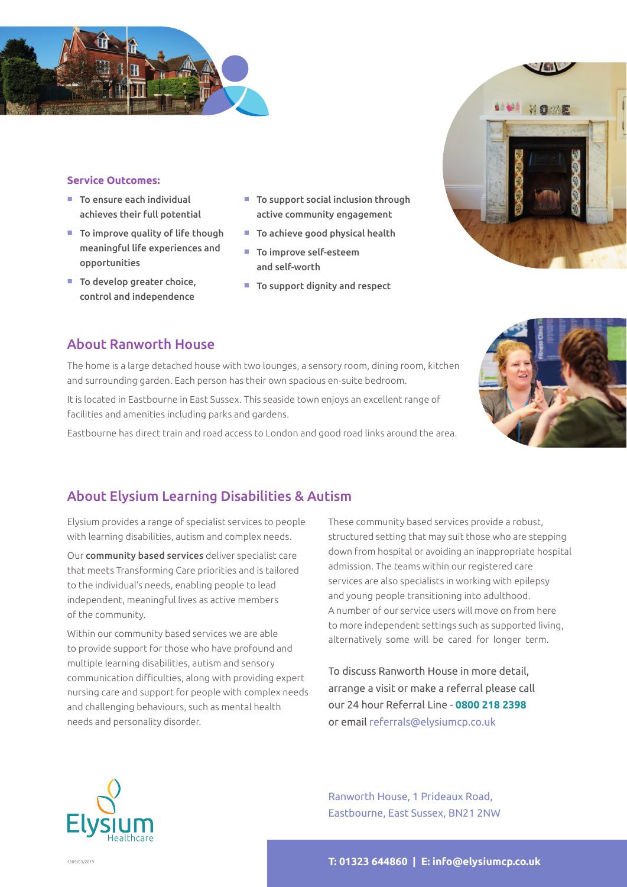**Service Outcomes:**

- To ensure each individual achieves their full potential
- To improve quality of life though meaningful life experiences and opportunities
- To develop greater choice, control and independence
- To support social inclusion through active community engagement
- To achieve good physical health
- To improve self-esteem and self-worth
- To support dignity and respect

## About Ranworth House

The home is a large detached house with two lounges, a sensory room, dining room, kitchen and surrounding garden. Each person has their own spacious en-suite bedroom.

It is located in Eastbourne in East Sussex. This seaside town enjoys an excellent range of facilities and amenities including parks and gardens.

Eastbourne has direct train and road access to London and good road links around the area.

## About Elysium Learning Disabilities & Autism

Elysium provides a range of specialist services to people with learning disabilities, autism and complex needs.

Our **community based services** deliver specialist care that meets Transforming Care priorities and is tailored to the individual's needs, enabling people to lead independent, meaningful lives as active members of the community.

Within our community based services we are able to provide support for those who have profound and multiple learning disabilities, autism and sensory communication difficulties, along with providing expert nursing care and support for people with complex needs and challenging behaviours, such as mental health needs and personality disorder.

These community based services provide a robust, structured setting that may suit those who are stepping down from hospital or avoiding an inappropriate hospital admission. The teams within our registered care services are also specialists in working with epilepsy and young people transitioning into adulthood. A number of our service users will move on from here to more independent settings such as supported living, alternatively some will be cared for longer term.

To discuss Ranworth House in more detail, arrange a visit or make a referral please call our 24 hour Referral Line - **0800 218 2398** or email referrals@elysiumcp.co.uk

Elysium Healthcare

Ranworth House, 1 Prideaux Road, Eastbourne, East Sussex, BN21 2NW

1309/03/2019

**T: 01323 644860 | E: info@elysiumcp.co.uk**